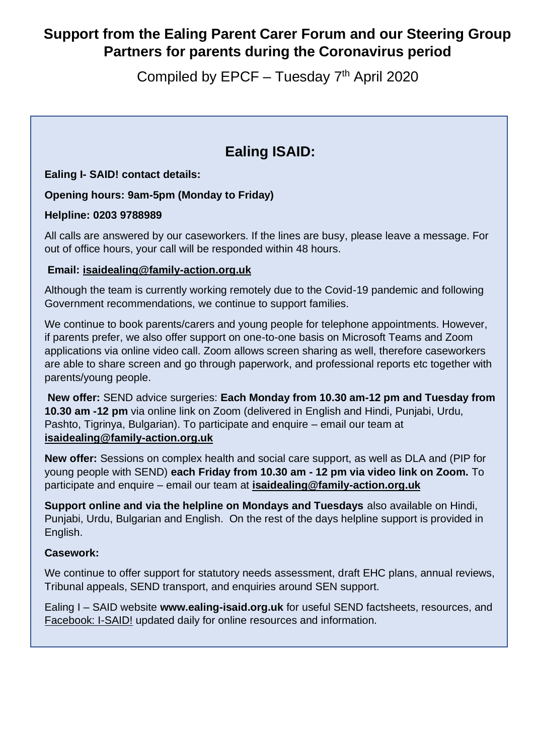# Support from the Ealing Parent Carer Forum and our Steering Group Partners for parents during the Coronavirus period

Compiled by EPCF – Tuesday 7th April 2020

## Ealing ISAID:

**Ealing I- SAID! contact details:**

**Opening hours: 9am-5pm (Monday to Friday)**

**Helpline: 0203 9788989**

All calls are answered by our caseworkers. If the lines are busy, please leave a message. For out of office hours, your call will be responded within 48 hours.

**Email: isaidealing@family-action.org.uk**

Although the team is currently working remotely due to the Covid-19 pandemic and following Government recommendations, we continue to support families.

We continue to book parents/carers and young people for telephone appointments. However, if parents prefer, we also offer support on one-to-one basis on Microsoft Teams and Zoom applications via online video call. Zoom allows screen sharing as well, therefore caseworkers are able to share screen and go through paperwork, and professional reports etc together with parents/young people.

**New offer:** SEND advice surgeries: **Each Monday from 10.30 am-12 pm and Tuesday from 10.30 am -12 pm** via online link on Zoom (delivered in English and Hindi, Punjabi, Urdu, Pashto, Tigrinya, Bulgarian). To participate and enquire – email our team at **isaidealing@family-action.org.uk**

**New offer:** Sessions on complex health and social care support, as well as DLA and (PIP for young people with SEND) **each Friday from 10.30 am - 12 pm via video link on Zoom.** To participate and enquire – email our team at **isaidealing@family-action.org.uk**

**Support online and via the helpline on Mondays and Tuesdays** also available on Hindi, Punjabi, Urdu, Bulgarian and English. On the rest of the days helpline support is provided in English.

**Casework:**

We continue to offer support for statutory needs assessment, draft EHC plans, annual reviews, Tribunal appeals, SEND transport, and enquiries around SEN support.

Ealing I – SAID website **www.ealing-isaid.org.uk** for useful SEND factsheets, resources, and Facebook: I-SAID! updated daily for online resources and information.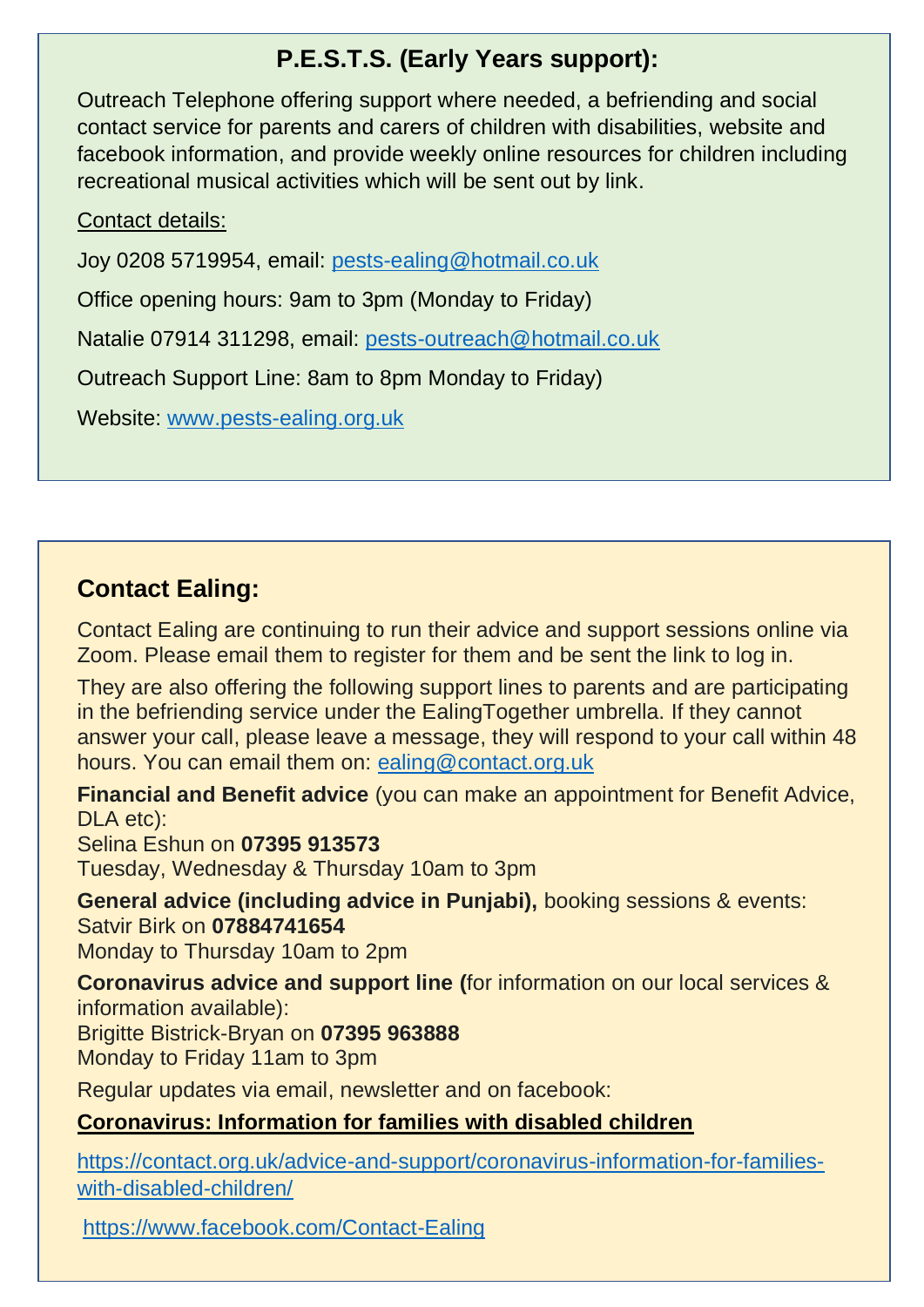## P.E.S.T.S. (Early Years support):

Outreach Telephone offering support where needed, a befriending and social contact service for parents and carers of children with disabilities, website and facebook information, and provide weekly online resources for children including recreational musical activities which will be sent out by link.

Contact details:

Joy 0208 5719954, email: pests-ealing@hotmail.co.uk

Office opening hours: 9am to 3pm (Monday to Friday)

Natalie 07914 311298, email: pests-outreach@hotmail.co.uk

Outreach Support Line: 8am to 8pm Monday to Friday)

Website: www.pests-ealing.org.uk

## Contact Ealing:

Contact Ealing are continuing to run their advice and support sessions online via Zoom. Please email them to register for them and be sent the link to log in.

They are also offering the following support lines to parents and are participating in the befriending service under the EalingTogether umbrella. If they cannot answer your call, please leave a message, they will respond to your call within 48 hours. You can email them on: ealing@contact.org.uk

**Financial and Benefit advice** (you can make an appointment for Benefit Advice, DLA etc):
Selina Eshun on **07395 913573**
Tuesday, Wednesday & Thursday 10am to 3pm

**General advice (including advice in Punjabi),** booking sessions & events:
Satvir Birk on **07884741654**
Monday to Thursday 10am to 2pm

**Coronavirus advice and support line (**for information on our local services & information available):
Brigitte Bistrick-Bryan on **07395 963888**
Monday to Friday 11am to 3pm

Regular updates via email, newsletter and on facebook:

**Coronavirus: Information for families with disabled children**

https://contact.org.uk/advice-and-support/coronavirus-information-for-families-with-disabled-children/

https://www.facebook.com/Contact-Ealing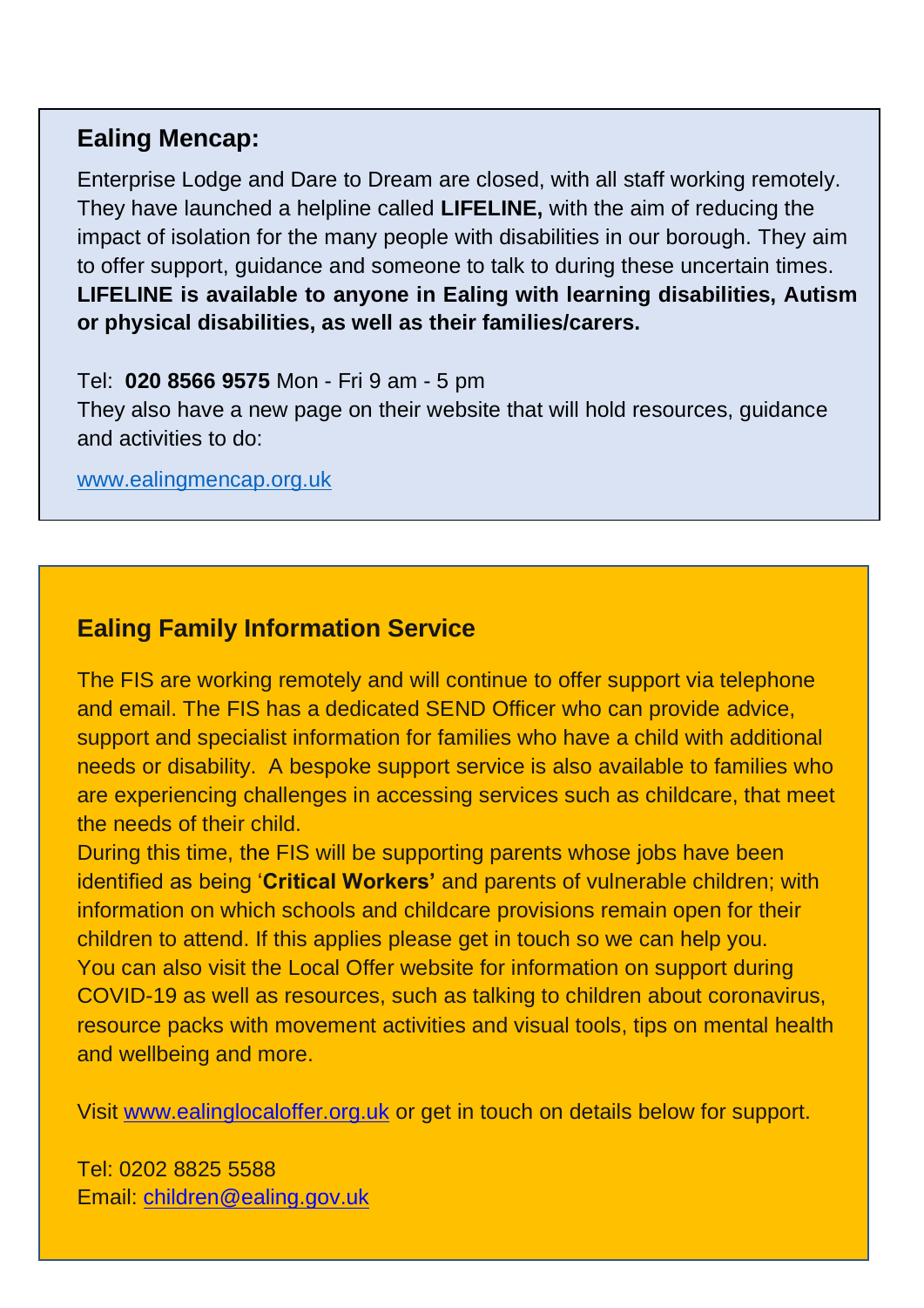## Ealing Mencap:

Enterprise Lodge and Dare to Dream are closed, with all staff working remotely. They have launched a helpline called **LIFELINE,** with the aim of reducing the impact of isolation for the many people with disabilities in our borough. They aim to offer support, guidance and someone to talk to during these uncertain times. **LIFELINE is available to anyone in Ealing with learning disabilities, Autism or physical disabilities, as well as their families/carers.**

Tel: **020 8566 9575** Mon - Fri 9 am - 5 pm
They also have a new page on their website that will hold resources, guidance and activities to do:

www.ealingmencap.org.uk

## Ealing Family Information Service

The FIS are working remotely and will continue to offer support via telephone and email. The FIS has a dedicated SEND Officer who can provide advice, support and specialist information for families who have a child with additional needs or disability. A bespoke support service is also available to families who are experiencing challenges in accessing services such as childcare, that meet the needs of their child.
During this time, the FIS will be supporting parents whose jobs have been identified as being '**Critical Workers'** and parents of vulnerable children; with information on which schools and childcare provisions remain open for their children to attend. If this applies please get in touch so we can help you.
You can also visit the Local Offer website for information on support during COVID-19 as well as resources, such as talking to children about coronavirus, resource packs with movement activities and visual tools, tips on mental health and wellbeing and more.

Visit www.ealinglocaloffer.org.uk or get in touch on details below for support.

Tel: 0202 8825 5588
Email: children@ealing.gov.uk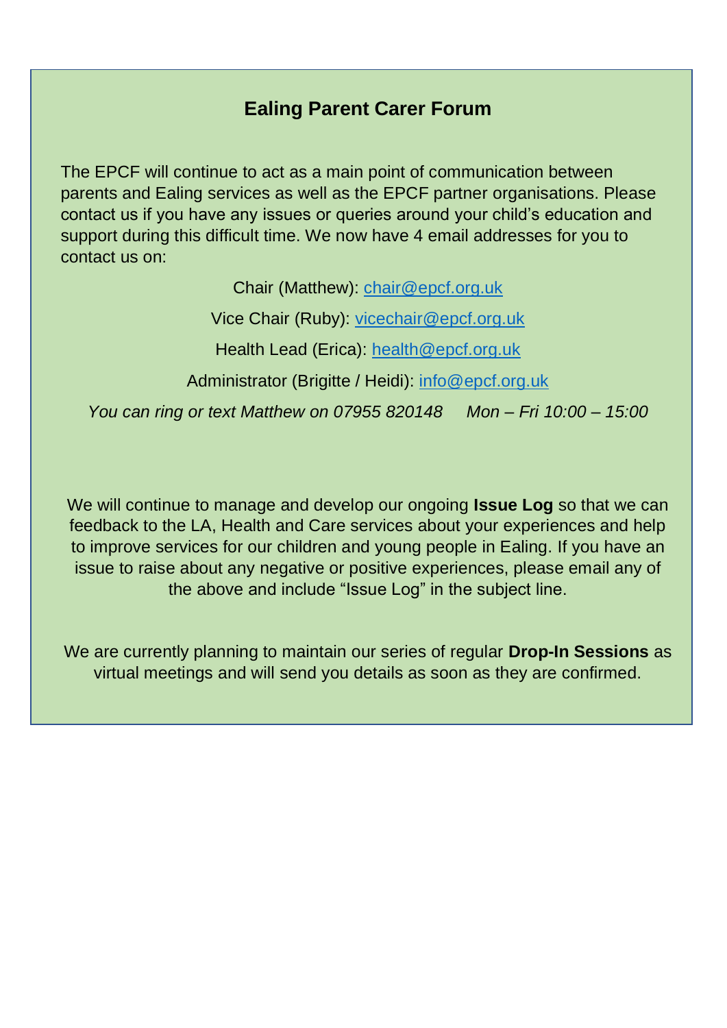## Ealing Parent Carer Forum

The EPCF will continue to act as a main point of communication between parents and Ealing services as well as the EPCF partner organisations. Please contact us if you have any issues or queries around your child's education and support during this difficult time. We now have 4 email addresses for you to contact us on:

Chair (Matthew): chair@epcf.org.uk

Vice Chair (Ruby): vicechair@epcf.org.uk

Health Lead (Erica): health@epcf.org.uk

Administrator (Brigitte / Heidi): info@epcf.org.uk

*You can ring or text Matthew on 07955 820148 Mon – Fri 10:00 – 15:00*

We will continue to manage and develop our ongoing **Issue Log** so that we can feedback to the LA, Health and Care services about your experiences and help to improve services for our children and young people in Ealing. If you have an issue to raise about any negative or positive experiences, please email any of the above and include "Issue Log" in the subject line.

We are currently planning to maintain our series of regular **Drop-In Sessions** as virtual meetings and will send you details as soon as they are confirmed.